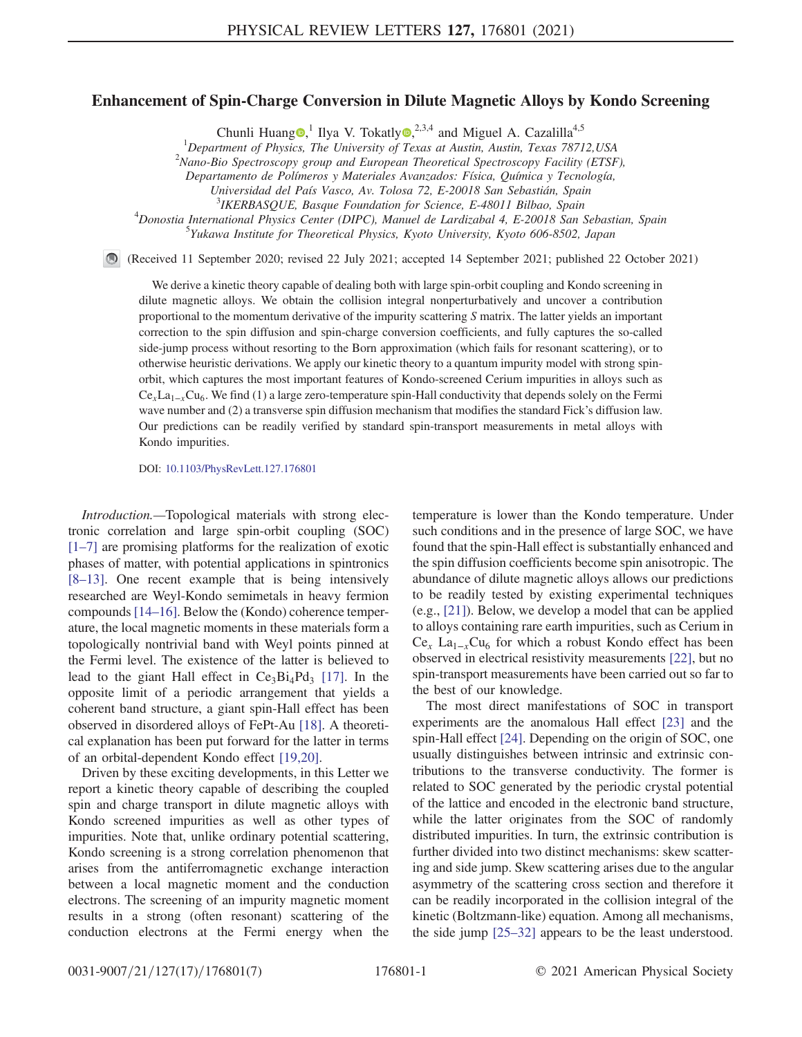# Enhancement of Spin-Charge Conversion in Dilute Magnetic Alloys by Kondo Screening

Chunli Huang,[1] Ilya V. Tokatly,[2,3,4] and Miguel A. Cazalilla[4,5]

[1]Department of Physics, The University of Texas at Austin, Austin, Texas 78712,USA

[2]Nano-Bio Spectroscopy group and European Theoretical Spectroscopy Facility (ETSF), Departamento de Polímeros y Materiales Avanzados: Física, Química y Tecnología, Universidad del País Vasco, Av. Tolosa 72, E-20018 San Sebastián, Spain

[3]IKERBASQUE, Basque Foundation for Science, E-48011 Bilbao, Spain

[4]Donostia International Physics Center (DIPC), Manuel de Lardizabal 4, E-20018 San Sebastian, Spain

[5]Yukawa Institute for Theoretical Physics, Kyoto University, Kyoto 606-8502, Japan

(Received 11 September 2020; revised 22 July 2021; accepted 14 September 2021; published 22 October 2021)

We derive a kinetic theory capable of dealing both with large spin-orbit coupling and Kondo screening in dilute magnetic alloys. We obtain the collision integral nonperturbatively and uncover a contribution proportional to the momentum derivative of the impurity scattering $S$ matrix. The latter yields an important correction to the spin diffusion and spin-charge conversion coefficients, and fully captures the so-called side-jump process without resorting to the Born approximation (which fails for resonant scattering), or to otherwise heuristic derivations. We apply our kinetic theory to a quantum impurity model with strong spin-orbit, which captures the most important features of Kondo-screened Cerium impurities in alloys such as $Ce_xLa_{1-x}Cu_6$. We find (1) a large zero-temperature spin-Hall conductivity that depends solely on the Fermi wave number and (2) a transverse spin diffusion mechanism that modifies the standard Fick's diffusion law. Our predictions can be readily verified by standard spin-transport measurements in metal alloys with Kondo impurities.

DOI: 10.1103/PhysRevLett.127.176801

*Introduction.*—Topological materials with strong electronic correlation and large spin-orbit coupling (SOC) [1–7] are promising platforms for the realization of exotic phases of matter, with potential applications in spintronics [8–13]. One recent example that is being intensively researched are Weyl-Kondo semimetals in heavy fermion compounds [14–16]. Below the (Kondo) coherence temperature, the local magnetic moments in these materials form a topologically nontrivial band with Weyl points pinned at the Fermi level. The existence of the latter is believed to lead to the giant Hall effect in $Ce_3Bi_4Pd_3$ [17]. In the opposite limit of a periodic arrangement that yields a coherent band structure, a giant spin-Hall effect has been observed in disordered alloys of FePt-Au [18]. A theoretical explanation has been put forward for the latter in terms of an orbital-dependent Kondo effect [19,20].

Driven by these exciting developments, in this Letter we report a kinetic theory capable of describing the coupled spin and charge transport in dilute magnetic alloys with Kondo screened impurities as well as other types of impurities. Note that, unlike ordinary potential scattering, Kondo screening is a strong correlation phenomenon that arises from the antiferromagnetic exchange interaction between a local magnetic moment and the conduction electrons. The screening of an impurity magnetic moment results in a strong (often resonant) scattering of the conduction electrons at the Fermi energy when the temperature is lower than the Kondo temperature. Under such conditions and in the presence of large SOC, we have found that the spin-Hall effect is substantially enhanced and the spin diffusion coefficients become spin anisotropic. The abundance of dilute magnetic alloys allows our predictions to be readily tested by existing experimental techniques (e.g., [21]). Below, we develop a model that can be applied to alloys containing rare earth impurities, such as Cerium in $Ce_x La_{1-x}Cu_6$ for which a robust Kondo effect has been observed in electrical resistivity measurements [22], but no spin-transport measurements have been carried out so far to the best of our knowledge.

The most direct manifestations of SOC in transport experiments are the anomalous Hall effect [23] and the spin-Hall effect [24]. Depending on the origin of SOC, one usually distinguishes between intrinsic and extrinsic contributions to the transverse conductivity. The former is related to SOC generated by the periodic crystal potential of the lattice and encoded in the electronic band structure, while the latter originates from the SOC of randomly distributed impurities. In turn, the extrinsic contribution is further divided into two distinct mechanisms: skew scattering and side jump. Skew scattering arises due to the angular asymmetry of the scattering cross section and therefore it can be readily incorporated in the collision integral of the kinetic (Boltzmann-like) equation. Among all mechanisms, the side jump [25–32] appears to be the least understood.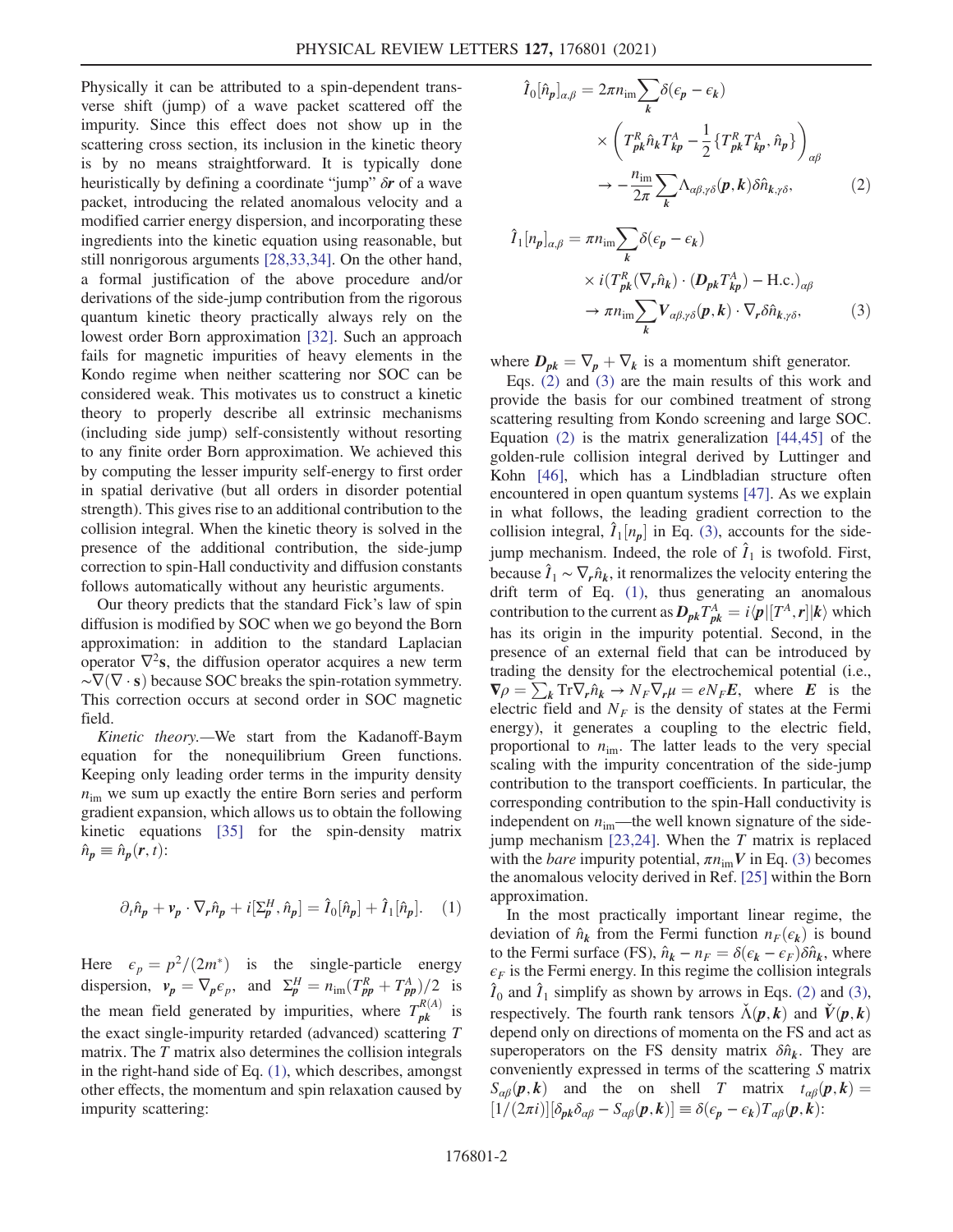Physically it can be attributed to a spin-dependent transverse shift (jump) of a wave packet scattered off the impurity. Since this effect does not show up in the scattering cross section, its inclusion in the kinetic theory is by no means straightforward. It is typically done heuristically by defining a coordinate "jump" $\delta \boldsymbol{r}$ of a wave packet, introducing the related anomalous velocity and a modified carrier energy dispersion, and incorporating these ingredients into the kinetic equation using reasonable, but still nonrigorous arguments [28,33,34]. On the other hand, a formal justification of the above procedure and/or derivations of the side-jump contribution from the rigorous quantum kinetic theory practically always rely on the lowest order Born approximation [32]. Such an approach fails for magnetic impurities of heavy elements in the Kondo regime when neither scattering nor SOC can be considered weak. This motivates us to construct a kinetic theory to properly describe all extrinsic mechanisms (including side jump) self-consistently without resorting to any finite order Born approximation. We achieved this by computing the lesser impurity self-energy to first order in spatial derivative (but all orders in disorder potential strength). This gives rise to an additional contribution to the collision integral. When the kinetic theory is solved in the presence of the additional contribution, the side-jump correction to spin-Hall conductivity and diffusion constants follows automatically without any heuristic arguments.

Our theory predicts that the standard Fick's law of spin diffusion is modified by SOC when we go beyond the Born approximation: in addition to the standard Laplacian operator $\nabla^2 \mathbf{s}$, the diffusion operator acquires a new term $\sim \nabla(\nabla \cdot \mathbf{s})$ because SOC breaks the spin-rotation symmetry. This correction occurs at second order in SOC magnetic field.

*Kinetic theory.*—We start from the Kadanoff-Baym equation for the nonequilibrium Green functions. Keeping only leading order terms in the impurity density $n_{\mathrm{im}}$ we sum up exactly the entire Born series and perform gradient expansion, which allows us to obtain the following kinetic equations [35] for the spin-density matrix $\hat{n}_{\boldsymbol{p}} \equiv \hat{n}_{\boldsymbol{p}}(\boldsymbol{r}, t)$:

$$\partial_t \hat{n}_{\boldsymbol{p}} + \boldsymbol{v}_{\boldsymbol{p}} \cdot \nabla_{\boldsymbol{r}} \hat{n}_{\boldsymbol{p}} + i[\Sigma^H_{\boldsymbol{p}}, \hat{n}_{\boldsymbol{p}}] = \hat{I}_0[\hat{n}_{\boldsymbol{p}}] + \hat{I}_1[\hat{n}_{\boldsymbol{p}}]. \quad (1)$$

Here $\epsilon_{\boldsymbol{p}} = p^2/(2m^*)$ is the single-particle energy dispersion, $\boldsymbol{v}_{\boldsymbol{p}} = \nabla_{\boldsymbol{p}} \epsilon_{\boldsymbol{p}}$, and $\Sigma^H_{\boldsymbol{p}} = n_{\mathrm{im}}(T^R_{\boldsymbol{pp}} + T^A_{\boldsymbol{pp}})/2$ is the mean field generated by impurities, where $T^{R(A)}_{\boldsymbol{pk}}$ is the exact single-impurity retarded (advanced) scattering $T$ matrix. The $T$ matrix also determines the collision integrals in the right-hand side of Eq. (1), which describes, amongst other effects, the momentum and spin relaxation caused by impurity scattering:

$$\begin{aligned}\hat{I}_0[\hat{n}_{\boldsymbol{p}}]_{\alpha,\beta} &= 2\pi n_{\mathrm{im}} \sum_{\boldsymbol{k}} \delta(\epsilon_{\boldsymbol{p}} - \epsilon_{\boldsymbol{k}}) \\ &\quad \times \left( T^R_{\boldsymbol{pk}} \hat{n}_{\boldsymbol{k}} T^A_{\boldsymbol{kp}} - \frac{1}{2}\{T^R_{\boldsymbol{pk}} T^A_{\boldsymbol{kp}}, \hat{n}_{\boldsymbol{p}}\} \right)_{\alpha\beta} \\ &\to -\frac{n_{\mathrm{im}}}{2\pi} \sum_{\boldsymbol{k}} \Lambda_{\alpha\beta,\gamma\delta}(\boldsymbol{p},\boldsymbol{k}) \delta\hat{n}_{\boldsymbol{k},\gamma\delta}, \end{aligned} \quad (2)$$

$$\begin{aligned}\hat{I}_1[n_{\boldsymbol{p}}]_{\alpha,\beta} &= \pi n_{\mathrm{im}} \sum_{\boldsymbol{k}} \delta(\epsilon_{\boldsymbol{p}} - \epsilon_{\boldsymbol{k}}) \\ &\quad \times i(T^R_{\boldsymbol{pk}} (\nabla_{\boldsymbol{r}} \hat{n}_{\boldsymbol{k}}) \cdot (\boldsymbol{D}_{\boldsymbol{pk}} T^A_{\boldsymbol{kp}}) - \mathrm{H.c.})_{\alpha\beta} \\ &\to \pi n_{\mathrm{im}} \sum_{\boldsymbol{k}} \boldsymbol{V}_{\alpha\beta,\gamma\delta}(\boldsymbol{p},\boldsymbol{k}) \cdot \nabla_{\boldsymbol{r}} \delta\hat{n}_{\boldsymbol{k},\gamma\delta}, \end{aligned} \quad (3)$$

where $\boldsymbol{D}_{\boldsymbol{pk}} = \nabla_{\boldsymbol{p}} + \nabla_{\boldsymbol{k}}$ is a momentum shift generator.

Eqs. (2) and (3) are the main results of this work and provide the basis for our combined treatment of strong scattering resulting from Kondo screening and large SOC. Equation (2) is the matrix generalization [44,45] of the golden-rule collision integral derived by Luttinger and Kohn [46], which has a Lindbladian structure often encountered in open quantum systems [47]. As we explain in what follows, the leading gradient correction to the collision integral, $\hat{I}_1[n_{\boldsymbol{p}}]$ in Eq. (3), accounts for the side-jump mechanism. Indeed, the role of $\hat{I}_1$ is twofold. First, because $\hat{I}_1 \sim \nabla_{\boldsymbol{r}} \hat{n}_{\boldsymbol{k}}$, it renormalizes the velocity entering the drift term of Eq. (1), thus generating an anomalous contribution to the current as $\boldsymbol{D}_{\boldsymbol{pk}} T^A_{\boldsymbol{pk}} = i\langle \boldsymbol{p}|[T^A, \boldsymbol{r}]|\boldsymbol{k}\rangle$ which has its origin in the impurity potential. Second, in the presence of an external field that can be introduced by trading the density for the electrochemical potential (i.e., $\nabla \rho = \sum_{\boldsymbol{k}} \mathrm{Tr} \nabla_{\boldsymbol{r}} \hat{n}_{\boldsymbol{k}} \to N_F \nabla_{\boldsymbol{r}} \mu = e N_F \boldsymbol{E}$, where $\boldsymbol{E}$ is the electric field and $N_F$ is the density of states at the Fermi energy), it generates a coupling to the electric field, proportional to $n_{\mathrm{im}}$. The latter leads to the very special scaling with the impurity concentration of the side-jump contribution to the transport coefficients. In particular, the corresponding contribution to the spin-Hall conductivity is independent on $n_{\mathrm{im}}$—the well known signature of the side-jump mechanism [23,24]. When the $T$ matrix is replaced with the *bare* impurity potential, $\pi n_{\mathrm{im}} \boldsymbol{V}$ in Eq. (3) becomes the anomalous velocity derived in Ref. [25] within the Born approximation.

In the most practically important linear regime, the deviation of $\hat{n}_{\boldsymbol{k}}$ from the Fermi function $n_F(\epsilon_{\boldsymbol{k}})$ is bound to the Fermi surface (FS), $\hat{n}_{\boldsymbol{k}} - n_F = \delta(\epsilon_{\boldsymbol{k}} - \epsilon_F)\delta\hat{n}_{\boldsymbol{k}}$, where $\epsilon_F$ is the Fermi energy. In this regime the collision integrals $\hat{I}_0$ and $\hat{I}_1$ simplify as shown by arrows in Eqs. (2) and (3), respectively. The fourth rank tensors $\check{\Lambda}(\boldsymbol{p},\boldsymbol{k})$ and $\check{\boldsymbol{V}}(\boldsymbol{p},\boldsymbol{k})$ depend only on directions of momenta on the FS and act as superoperators on the FS density matrix $\delta\hat{n}_{\boldsymbol{k}}$. They are conveniently expressed in terms of the scattering $S$ matrix $S_{\alpha\beta}(\boldsymbol{p},\boldsymbol{k})$ and the on shell $T$ matrix $t_{\alpha\beta}(\boldsymbol{p},\boldsymbol{k}) = [1/(2\pi i)][\delta_{\boldsymbol{pk}}\delta_{\alpha\beta} - S_{\alpha\beta}(\boldsymbol{p},\boldsymbol{k})] \equiv \delta(\epsilon_{\boldsymbol{p}} - \epsilon_{\boldsymbol{k}}) T_{\alpha\beta}(\boldsymbol{p},\boldsymbol{k})$: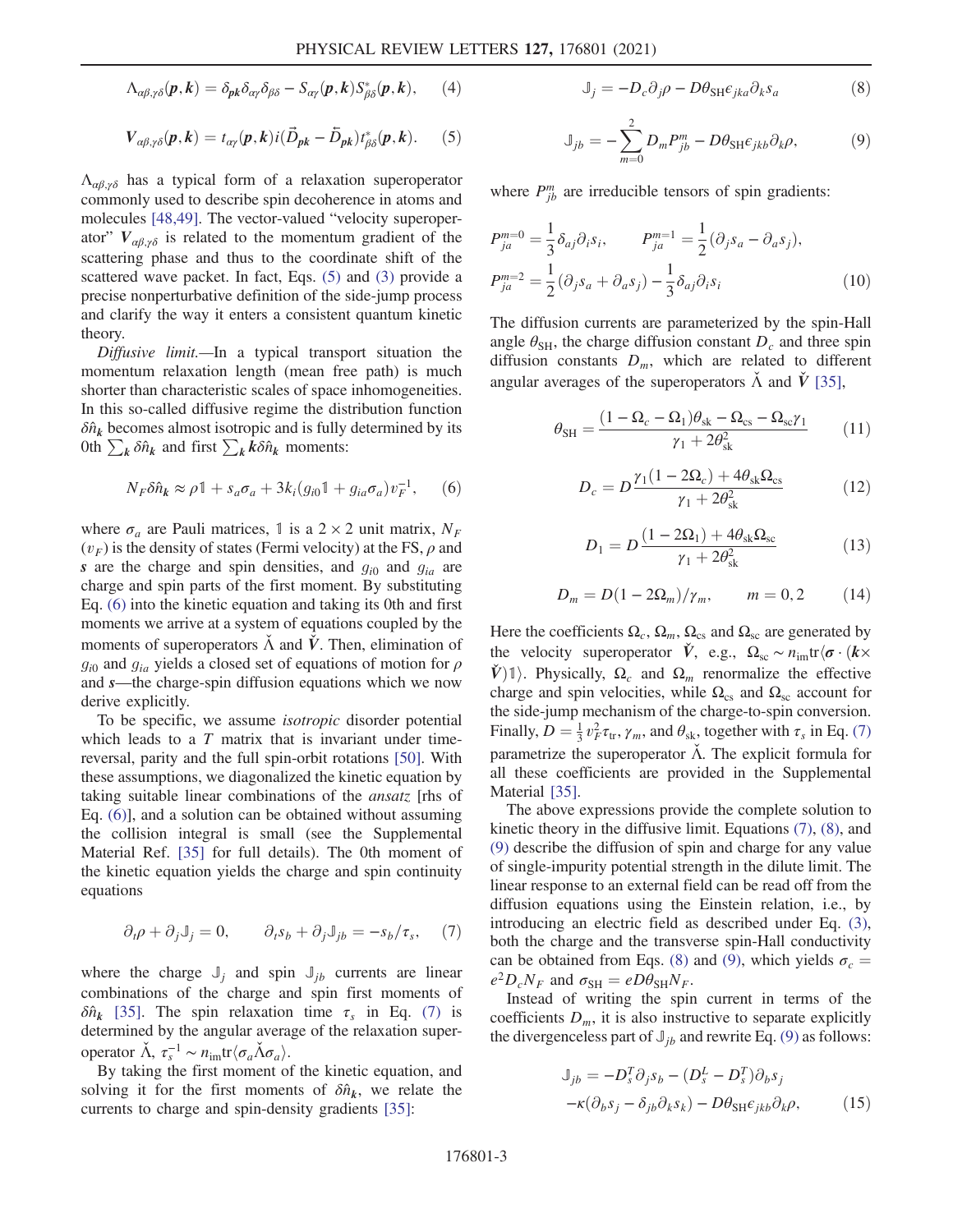$$\Lambda_{\alpha\beta,\gamma\delta}(\boldsymbol{p},\boldsymbol{k}) = \delta_{\boldsymbol{pk}}\delta_{\alpha\gamma}\delta_{\beta\delta} - S_{\alpha\gamma}(\boldsymbol{p},\boldsymbol{k})S^*_{\beta\delta}(\boldsymbol{p},\boldsymbol{k}), \quad (4)$$

$$\boldsymbol{V}_{\alpha\beta,\gamma\delta}(\boldsymbol{p},\boldsymbol{k}) = t_{\alpha\gamma}(\boldsymbol{p},\boldsymbol{k})i(\vec{D}_{\boldsymbol{pk}} - \overleftarrow{D}_{\boldsymbol{pk}})t^*_{\beta\delta}(\boldsymbol{p},\boldsymbol{k}). \quad (5)$$

$\Lambda_{\alpha\beta,\gamma\delta}$ has a typical form of a relaxation superoperator commonly used to describe spin decoherence in atoms and molecules [48,49]. The vector-valued "velocity superoperator" $\boldsymbol{V}_{\alpha\beta,\gamma\delta}$ is related to the momentum gradient of the scattering phase and thus to the coordinate shift of the scattered wave packet. In fact, Eqs. (5) and (3) provide a precise nonperturbative definition of the side-jump process and clarify the way it enters a consistent quantum kinetic theory.

*Diffusive limit.*—In a typical transport situation the momentum relaxation length (mean free path) is much shorter than characteristic scales of space inhomogeneities. In this so-called diffusive regime the distribution function $\delta\hat{n}_{\boldsymbol{k}}$ becomes almost isotropic and is fully determined by its 0th $\sum_{\boldsymbol{k}}\delta\hat{n}_{\boldsymbol{k}}$ and first $\sum_{\boldsymbol{k}}\boldsymbol{k}\delta\hat{n}_{\boldsymbol{k}}$ moments:

$$N_F\delta\hat{n}_{\boldsymbol{k}} \approx \rho\mathbb{1} + s_a\sigma_a + 3k_i(g_{i0}\mathbb{1} + g_{ia}\sigma_a)v_F^{-1}, \quad (6)$$

where $\sigma_a$ are Pauli matrices, $\mathbb{1}$ is a $2\times 2$ unit matrix, $N_F$ ($v_F$) is the density of states (Fermi velocity) at the FS, $\rho$ and $\boldsymbol{s}$ are the charge and spin densities, and $g_{i0}$ and $g_{ia}$ are charge and spin parts of the first moment. By substituting Eq. (6) into the kinetic equation and taking its 0th and first moments we arrive at a system of equations coupled by the moments of superoperators $\check{\Lambda}$ and $\check{\boldsymbol{V}}$. Then, elimination of $g_{i0}$ and $g_{ia}$ yields a closed set of equations of motion for $\rho$ and $\boldsymbol{s}$—the charge-spin diffusion equations which we now derive explicitly.

To be specific, we assume *isotropic* disorder potential which leads to a $T$ matrix that is invariant under time-reversal, parity and the full spin-orbit rotations [50]. With these assumptions, we diagonalized the kinetic equation by taking suitable linear combinations of the *ansatz* [rhs of Eq. (6)], and a solution can be obtained without assuming the collision integral is small (see the Supplemental Material Ref. [35] for full details). The 0th moment of the kinetic equation yields the charge and spin continuity equations

$$\partial_t\rho + \partial_j\mathbb{J}_j = 0, \qquad \partial_t s_b + \partial_j\mathbb{J}_{jb} = -s_b/\tau_s, \quad (7)$$

where the charge $\mathbb{J}_j$ and spin $\mathbb{J}_{jb}$ currents are linear combinations of the charge and spin first moments of $\delta\hat{n}_{\boldsymbol{k}}$ [35]. The spin relaxation time $\tau_s$ in Eq. (7) is determined by the angular average of the relaxation superoperator $\check{\Lambda}$, $\tau_s^{-1} \sim n_{\text{im}}\text{tr}\langle\sigma_a\check{\Lambda}\sigma_a\rangle$.

By taking the first moment of the kinetic equation, and solving it for the first moments of $\delta\hat{n}_{\boldsymbol{k}}$, we relate the currents to charge and spin-density gradients [35]:

$$\mathbb{J}_j = -D_c\partial_j\rho - D\theta_{\text{SH}}\epsilon_{jka}\partial_k s_a \quad (8)$$

$$\mathbb{J}_{jb} = -\sum_{m=0}^{2} D_m P^m_{jb} - D\theta_{\text{SH}}\epsilon_{jkb}\partial_k\rho, \quad (9)$$

where $P^m_{jb}$ are irreducible tensors of spin gradients:

$$P^{m=0}_{ja} = \frac{1}{3}\delta_{aj}\partial_i s_i, \qquad P^{m=1}_{ja} = \frac{1}{2}(\partial_j s_a - \partial_a s_j),$$
$$P^{m=2}_{ja} = \frac{1}{2}(\partial_j s_a + \partial_a s_j) - \frac{1}{3}\delta_{aj}\partial_i s_i \quad (10)$$

The diffusion currents are parameterized by the spin-Hall angle $\theta_{\text{SH}}$, the charge diffusion constant $D_c$ and three spin diffusion constants $D_m$, which are related to different angular averages of the superoperators $\check{\Lambda}$ and $\check{\boldsymbol{V}}$ [35],

$$\theta_{\text{SH}} = \frac{(1 - \Omega_c - \Omega_1)\theta_{\text{sk}} - \Omega_{\text{cs}} - \Omega_{\text{sc}}\gamma_1}{\gamma_1 + 2\theta^2_{\text{sk}}} \quad (11)$$

$$D_c = D\frac{\gamma_1(1 - 2\Omega_c) + 4\theta_{\text{sk}}\Omega_{\text{cs}}}{\gamma_1 + 2\theta^2_{\text{sk}}} \quad (12)$$

$$D_1 = D\frac{(1 - 2\Omega_1) + 4\theta_{\text{sk}}\Omega_{\text{sc}}}{\gamma_1 + 2\theta^2_{\text{sk}}} \quad (13)$$

$$D_m = D(1 - 2\Omega_m)/\gamma_m, \qquad m = 0, 2 \quad (14)$$

Here the coefficients $\Omega_c$, $\Omega_m$, $\Omega_{\text{cs}}$ and $\Omega_{\text{sc}}$ are generated by the velocity superoperator $\check{\boldsymbol{V}}$, e.g., $\Omega_{\text{sc}} \sim n_{\text{im}}\text{tr}\langle\boldsymbol{\sigma}\cdot(\boldsymbol{k}\times\check{\boldsymbol{V}})\mathbb{1}\rangle$. Physically, $\Omega_c$ and $\Omega_m$ renormalize the effective charge and spin velocities, while $\Omega_{\text{cs}}$ and $\Omega_{\text{sc}}$ account for the side-jump mechanism of the charge-to-spin conversion. Finally, $D = \frac{1}{3}v_F^2\tau_{\text{tr}}$, $\gamma_m$, and $\theta_{\text{sk}}$, together with $\tau_s$ in Eq. (7) parametrize the superoperator $\check{\Lambda}$. The explicit formula for all these coefficients are provided in the Supplemental Material [35].

The above expressions provide the complete solution to kinetic theory in the diffusive limit. Equations (7), (8), and (9) describe the diffusion of spin and charge for any value of single-impurity potential strength in the dilute limit. The linear response to an external field can be read off from the diffusion equations using the Einstein relation, i.e., by introducing an electric field as described under Eq. (3), both the charge and the transverse spin-Hall conductivity can be obtained from Eqs. (8) and (9), which yields $\sigma_c = e^2 D_c N_F$ and $\sigma_{\text{SH}} = eD\theta_{\text{SH}}N_F$.

Instead of writing the spin current in terms of the coefficients $D_m$, it is also instructive to separate explicitly the divergenceless part of $\mathbb{J}_{jb}$ and rewrite Eq. (9) as follows:

$$\mathbb{J}_{jb} = -D^T_s\partial_j s_b - (D^L_s - D^T_s)\partial_b s_j$$
$$-\kappa(\partial_b s_j - \delta_{jb}\partial_k s_k) - D\theta_{\text{SH}}\epsilon_{jkb}\partial_k\rho, \quad (15)$$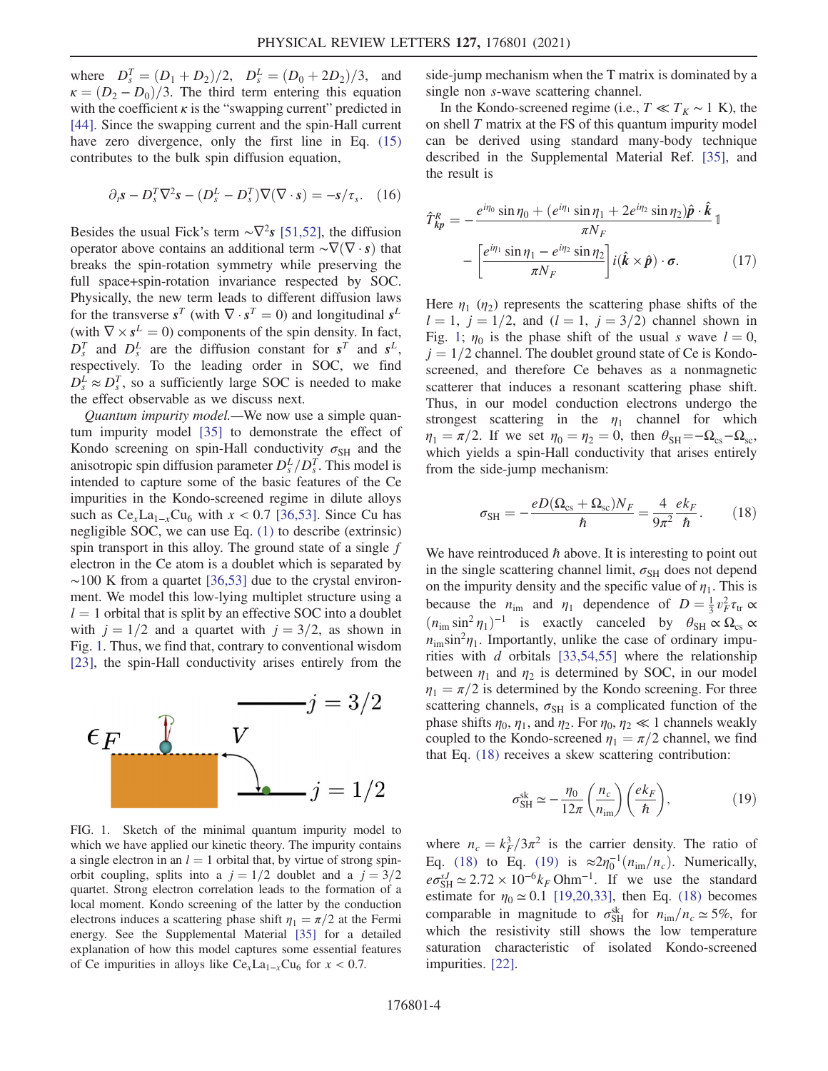where $D_s^T = (D_1 + D_2)/2$, $D_s^L = (D_0 + 2D_2)/3$, and $\kappa = (D_2 - D_0)/3$. The third term entering this equation with the coefficient $\kappa$ is the "swapping current" predicted in [44]. Since the swapping current and the spin-Hall current have zero divergence, only the first line in Eq. (15) contributes to the bulk spin diffusion equation,

$$\partial_t \boldsymbol{s} - D_s^T \nabla^2 \boldsymbol{s} - (D_s^L - D_s^T)\nabla(\nabla\cdot\boldsymbol{s}) = -\boldsymbol{s}/\tau_s. \quad (16)$$

Besides the usual Fick's term $\sim\nabla^2 \boldsymbol{s}$ [51,52], the diffusion operator above contains an additional term $\sim\nabla(\nabla\cdot\boldsymbol{s})$ that breaks the spin-rotation symmetry while preserving the full space+spin-rotation invariance respected by SOC. Physically, the new term leads to different diffusion laws for the transverse $\boldsymbol{s}^T$ (with $\nabla\cdot\boldsymbol{s}^T = 0$) and longitudinal $\boldsymbol{s}^L$ (with $\nabla\times\boldsymbol{s}^L = 0$) components of the spin density. In fact, $D_s^T$ and $D_s^L$ are the diffusion constant for $\boldsymbol{s}^T$ and $\boldsymbol{s}^L$, respectively. To the leading order in SOC, we find $D_s^L \approx D_s^T$, so a sufficiently large SOC is needed to make the effect observable as we discuss next.

*Quantum impurity model.*—We now use a simple quantum impurity model [35] to demonstrate the effect of Kondo screening on spin-Hall conductivity $\sigma_{\rm SH}$ and the anisotropic spin diffusion parameter $D_s^L/D_s^T$. This model is intended to capture some of the basic features of the Ce impurities in the Kondo-screened regime in dilute alloys such as $Ce_xLa_{1-x}Cu_6$ with $x < 0.7$ [36,53]. Since Cu has negligible SOC, we can use Eq. (1) to describe (extrinsic) spin transport in this alloy. The ground state of a single $f$ electron in the Ce atom is a doublet which is separated by $\sim$100 K from a quartet [36,53] due to the crystal environment. We model this low-lying multiplet structure using a $l = 1$ orbital that is split by an effective SOC into a doublet with $j = 1/2$ and a quartet with $j = 3/2$, as shown in Fig. 1. Thus, we find that, contrary to conventional wisdom [23], the spin-Hall conductivity arises entirely from the side-jump mechanism when the T matrix is dominated by a single non $s$-wave scattering channel.

FIG. 1. Sketch of the minimal quantum impurity model to which we have applied our kinetic theory. The impurity contains a single electron in an $l = 1$ orbital that, by virtue of strong spin-orbit coupling, splits into a $j = 1/2$ doublet and a $j = 3/2$ quartet. Strong electron correlation leads to the formation of a local moment. Kondo screening of the latter by the conduction electrons induces a scattering phase shift $\eta_1 = \pi/2$ at the Fermi energy. See the Supplemental Material [35] for a detailed explanation of how this model captures some essential features of Ce impurities in alloys like $Ce_xLa_{1-x}Cu_6$ for $x < 0.7$.

In the Kondo-screened regime (i.e., $T \ll T_K \sim 1$ K), the on shell $T$ matrix at the FS of this quantum impurity model can be derived using standard many-body technique described in the Supplemental Material Ref. [35], and the result is

$$\hat{T}^R_{\boldsymbol{kp}} = -\frac{e^{i\eta_0}\sin\eta_0 + (e^{i\eta_1}\sin\eta_1 + 2e^{i\eta_2}\sin\eta_2)\hat{\boldsymbol{p}}\cdot\hat{\boldsymbol{k}}}{\pi N_F}\mathbb{1}$$
$$-\left[\frac{e^{i\eta_1}\sin\eta_1 - e^{i\eta_2}\sin\eta_2}{\pi N_F}\right] i(\hat{\boldsymbol{k}}\times\hat{\boldsymbol{p}})\cdot\boldsymbol{\sigma}. \quad (17)$$

Here $\eta_1$ ($\eta_2$) represents the scattering phase shifts of the $l = 1$, $j = 1/2$, and ($l = 1$, $j = 3/2$) channel shown in Fig. 1; $\eta_0$ is the phase shift of the usual $s$ wave $l = 0$, $j = 1/2$ channel. The doublet ground state of Ce is Kondo-screened, and therefore Ce behaves as a nonmagnetic scatterer that induces a resonant scattering phase shift. Thus, in our model conduction electrons undergo the strongest scattering in the $\eta_1$ channel for which $\eta_1 = \pi/2$. If we set $\eta_0 = \eta_2 = 0$, then $\theta_{\rm SH} = -\Omega_{\rm cs} - \Omega_{\rm sc}$, which yields a spin-Hall conductivity that arises entirely from the side-jump mechanism:

$$\sigma_{\rm SH} = -\frac{eD(\Omega_{\rm cs} + \Omega_{\rm sc})N_F}{\hbar} = \frac{4}{9\pi^2}\frac{ek_F}{\hbar}. \quad (18)$$

We have reintroduced $\hbar$ above. It is interesting to point out in the single scattering channel limit, $\sigma_{\rm SH}$ does not depend on the impurity density and the specific value of $\eta_1$. This is because the $n_{\rm im}$ and $\eta_1$ dependence of $D = \frac{1}{3}v_F^2\tau_{\rm tr} \propto (n_{\rm im}\sin^2\eta_1)^{-1}$ is exactly canceled by $\theta_{\rm SH} \propto \Omega_{\rm cs} \propto n_{\rm im}\sin^2\eta_1$. Importantly, unlike the case of ordinary impurities with $d$ orbitals [33,54,55] where the relationship between $\eta_1$ and $\eta_2$ is determined by SOC, in our model $\eta_1 = \pi/2$ is determined by the Kondo screening. For three scattering channels, $\sigma_{\rm SH}$ is a complicated function of the phase shifts $\eta_0$, $\eta_1$, and $\eta_2$. For $\eta_0, \eta_2 \ll 1$ channels weakly coupled to the Kondo-screened $\eta_1 = \pi/2$ channel, we find that Eq. (18) receives a skew scattering contribution:

$$\sigma^{\rm sk}_{\rm SH} \simeq -\frac{\eta_0}{12\pi}\left(\frac{n_c}{n_{\rm im}}\right)\left(\frac{ek_F}{\hbar}\right), \quad (19)$$

where $n_c = k_F^3/3\pi^2$ is the carrier density. The ratio of Eq. (18) to Eq. (19) is $\approx 2\eta_0^{-1}(n_{\rm im}/n_c)$. Numerically, $e\sigma^{sJ}_{\rm SH} \simeq 2.72\times10^{-6}k_F\,{\rm Ohm}^{-1}$. If we use the standard estimate for $\eta_0 \simeq 0.1$ [19,20,33], then Eq. (18) becomes comparable in magnitude to $\sigma^{\rm sk}_{\rm SH}$ for $n_{\rm im}/n_c \simeq 5\%$, for which the resistivity still shows the low temperature saturation characteristic of isolated Kondo-screened impurities. [22].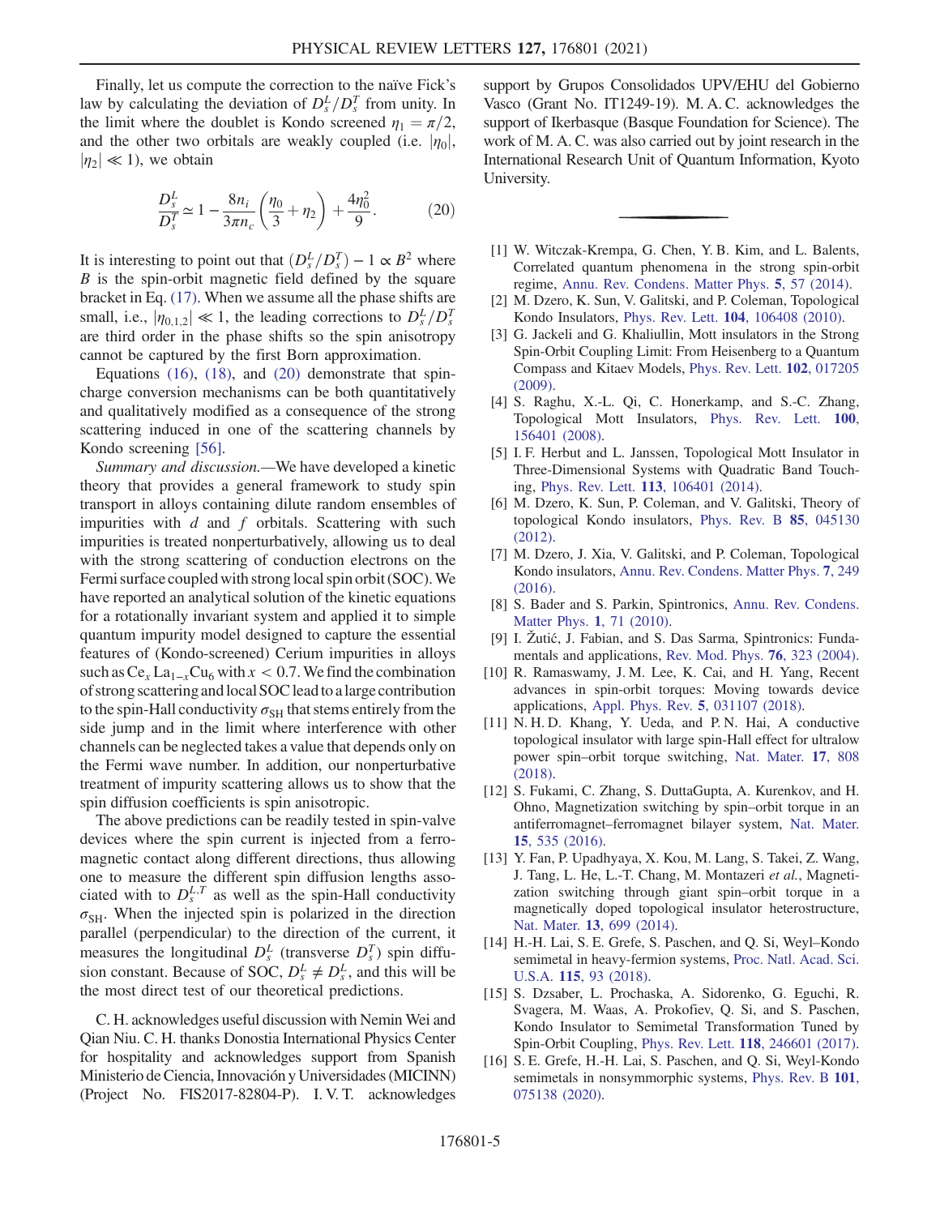Finally, let us compute the correction to the naïve Fick's law by calculating the deviation of $D_s^L/D_s^T$ from unity. In the limit where the doublet is Kondo screened $\eta_1 = \pi/2$, and the other two orbitals are weakly coupled (i.e. $|\eta_0|$, $|\eta_2| \ll 1$), we obtain

$$\frac{D_s^L}{D_s^T} \simeq 1 - \frac{8n_i}{3\pi n_c}\left(\frac{\eta_0}{3} + \eta_2\right) + \frac{4\eta_0^2}{9}. \tag{20}$$

It is interesting to point out that $(D_s^L/D_s^T) - 1 \propto B^2$ where $B$ is the spin-orbit magnetic field defined by the square bracket in Eq. (17). When we assume all the phase shifts are small, i.e., $|\eta_{0,1,2}| \ll 1$, the leading corrections to $D_s^L/D_s^T$ are third order in the phase shifts so the spin anisotropy cannot be captured by the first Born approximation.

Equations (16), (18), and (20) demonstrate that spin-charge conversion mechanisms can be both quantitatively and qualitatively modified as a consequence of the strong scattering induced in one of the scattering channels by Kondo screening [56].

*Summary and discussion.*—We have developed a kinetic theory that provides a general framework to study spin transport in alloys containing dilute random ensembles of impurities with $d$ and $f$ orbitals. Scattering with such impurities is treated nonperturbatively, allowing us to deal with the strong scattering of conduction electrons on the Fermi surface coupled with strong local spin orbit (SOC). We have reported an analytical solution of the kinetic equations for a rotationally invariant system and applied it to simple quantum impurity model designed to capture the essential features of (Kondo-screened) Cerium impurities in alloys such as $Ce_xLa_{1-x}Cu_6$ with $x < 0.7$. We find the combination of strong scattering and local SOC lead to a large contribution to the spin-Hall conductivity $\sigma_{SH}$ that stems entirely from the side jump and in the limit where interference with other channels can be neglected takes a value that depends only on the Fermi wave number. In addition, our nonperturbative treatment of impurity scattering allows us to show that the spin diffusion coefficients is spin anisotropic.

The above predictions can be readily tested in spin-valve devices where the spin current is injected from a ferromagnetic contact along different directions, thus allowing one to measure the different spin diffusion lengths associated with $D_s^{L,T}$ as well as the spin-Hall conductivity $\sigma_{SH}$. When the injected spin is polarized in the direction parallel (perpendicular) to the direction of the current, it measures the longitudinal $D_s^L$ (transverse $D_s^T$) spin diffusion constant. Because of SOC, $D_s^L \neq D_s^L$, and this will be the most direct test of our theoretical predictions.

C. H. acknowledges useful discussion with Nemin Wei and Qian Niu. C. H. thanks Donostia International Physics Center for hospitality and acknowledges support from Spanish Ministerio de Ciencia, Innovación y Universidades (MICINN) (Project No. FIS2017-82804-P). I. V. T. acknowledges support by Grupos Consolidados UPV/EHU del Gobierno Vasco (Grant No. IT1249-19). M. A. C. acknowledges the support of Ikerbasque (Basque Foundation for Science). The work of M. A. C. was also carried out by joint research in the International Research Unit of Quantum Information, Kyoto University.

---

[1] W. Witczak-Krempa, G. Chen, Y. B. Kim, and L. Balents, Correlated quantum phenomena in the strong spin-orbit regime, Annu. Rev. Condens. Matter Phys. **5**, 57 (2014).

[2] M. Dzero, K. Sun, V. Galitski, and P. Coleman, Topological Kondo Insulators, Phys. Rev. Lett. **104**, 106408 (2010).

[3] G. Jackeli and G. Khaliullin, Mott insulators in the Strong Spin-Orbit Coupling Limit: From Heisenberg to a Quantum Compass and Kitaev Models, Phys. Rev. Lett. **102**, 017205 (2009).

[4] S. Raghu, X.-L. Qi, C. Honerkamp, and S.-C. Zhang, Topological Mott Insulators, Phys. Rev. Lett. **100**, 156401 (2008).

[5] I. F. Herbut and L. Janssen, Topological Mott Insulator in Three-Dimensional Systems with Quadratic Band Touching, Phys. Rev. Lett. **113**, 106401 (2014).

[6] M. Dzero, K. Sun, P. Coleman, and V. Galitski, Theory of topological Kondo insulators, Phys. Rev. B **85**, 045130 (2012).

[7] M. Dzero, J. Xia, V. Galitski, and P. Coleman, Topological Kondo insulators, Annu. Rev. Condens. Matter Phys. **7**, 249 (2016).

[8] S. Bader and S. Parkin, Spintronics, Annu. Rev. Condens. Matter Phys. **1**, 71 (2010).

[9] I. Žutić, J. Fabian, and S. Das Sarma, Spintronics: Fundamentals and applications, Rev. Mod. Phys. **76**, 323 (2004).

[10] R. Ramaswamy, J. M. Lee, K. Cai, and H. Yang, Recent advances in spin-orbit torques: Moving towards device applications, Appl. Phys. Rev. **5**, 031107 (2018).

[11] N. H. D. Khang, Y. Ueda, and P. N. Hai, A conductive topological insulator with large spin-Hall effect for ultralow power spin–orbit torque switching, Nat. Mater. **17**, 808 (2018).

[12] S. Fukami, C. Zhang, S. DuttaGupta, A. Kurenkov, and H. Ohno, Magnetization switching by spin–orbit torque in an antiferromagnet–ferromagnet bilayer system, Nat. Mater. **15**, 535 (2016).

[13] Y. Fan, P. Upadhyaya, X. Kou, M. Lang, S. Takei, Z. Wang, J. Tang, L. He, L.-T. Chang, M. Montazeri *et al.*, Magnetization switching through giant spin–orbit torque in a magnetically doped topological insulator heterostructure, Nat. Mater. **13**, 699 (2014).

[14] H.-H. Lai, S. E. Grefe, S. Paschen, and Q. Si, Weyl–Kondo semimetal in heavy-fermion systems, Proc. Natl. Acad. Sci. U.S.A. **115**, 93 (2018).

[15] S. Dzsaber, L. Prochaska, A. Sidorenko, G. Eguchi, R. Svagera, M. Waas, A. Prokofiev, Q. Si, and S. Paschen, Kondo Insulator to Semimetal Transformation Tuned by Spin-Orbit Coupling, Phys. Rev. Lett. **118**, 246601 (2017).

[16] S. E. Grefe, H.-H. Lai, S. Paschen, and Q. Si, Weyl-Kondo semimetals in nonsymmorphic systems, Phys. Rev. B **101**, 075138 (2020).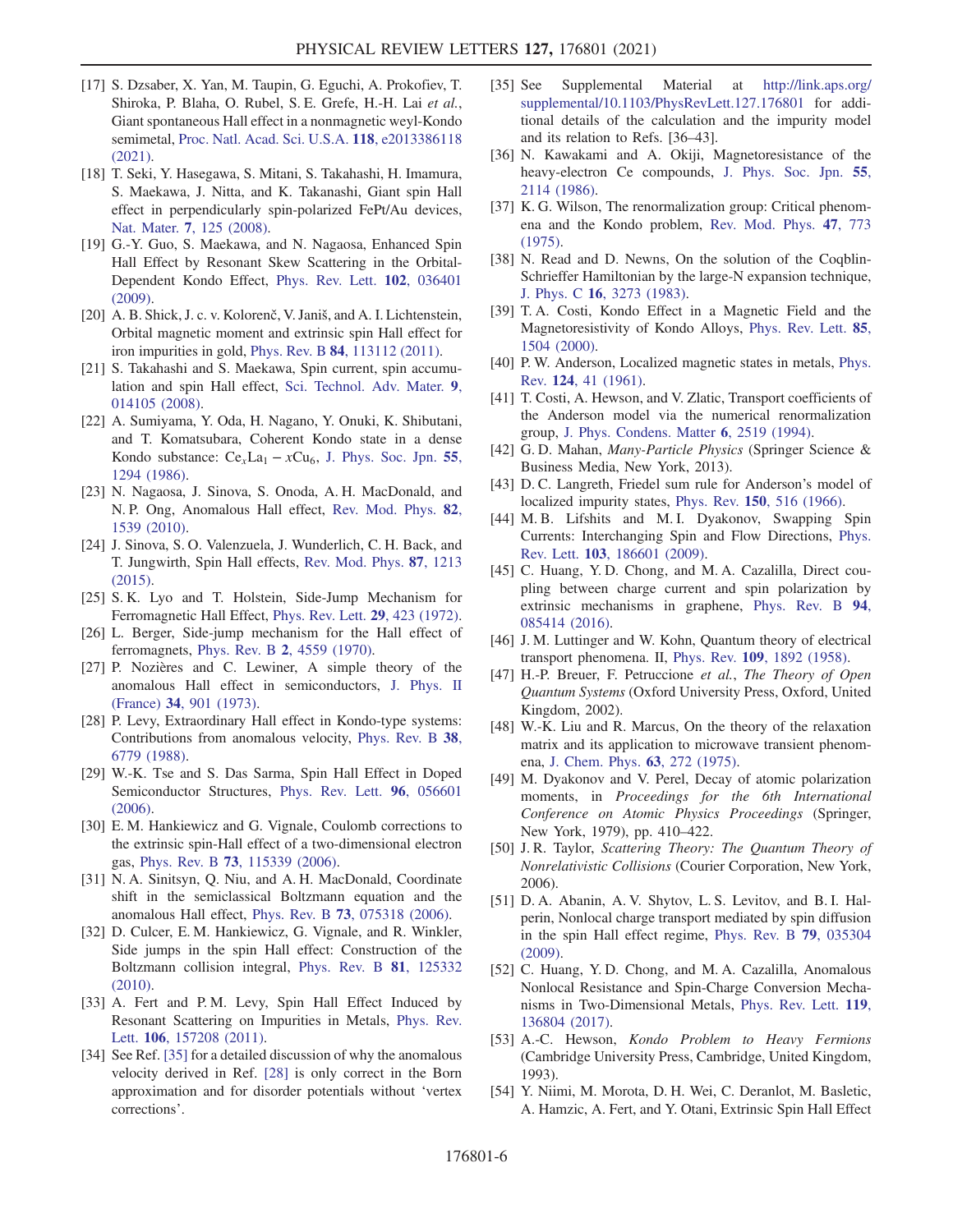[17] S. Dzsaber, X. Yan, M. Taupin, G. Eguchi, A. Prokofiev, T. Shiroka, P. Blaha, O. Rubel, S. E. Grefe, H.-H. Lai *et al.*, Giant spontaneous Hall effect in a nonmagnetic weyl-Kondo semimetal, Proc. Natl. Acad. Sci. U.S.A. **118**, e2013386118 (2021).

[18] T. Seki, Y. Hasegawa, S. Mitani, S. Takahashi, H. Imamura, S. Maekawa, J. Nitta, and K. Takanashi, Giant spin Hall effect in perpendicularly spin-polarized FePt/Au devices, Nat. Mater. **7**, 125 (2008).

[19] G.-Y. Guo, S. Maekawa, and N. Nagaosa, Enhanced Spin Hall Effect by Resonant Skew Scattering in the Orbital-Dependent Kondo Effect, Phys. Rev. Lett. **102**, 036401 (2009).

[20] A. B. Shick, J. c. v. Kolorenč, V. Janiš, and A. I. Lichtenstein, Orbital magnetic moment and extrinsic spin Hall effect for iron impurities in gold, Phys. Rev. B **84**, 113112 (2011).

[21] S. Takahashi and S. Maekawa, Spin current, spin accumulation and spin Hall effect, Sci. Technol. Adv. Mater. **9**, 014105 (2008).

[22] A. Sumiyama, Y. Oda, H. Nagano, Y. Onuki, K. Shibutani, and T. Komatsubara, Coherent Kondo state in a dense Kondo substance: $Ce_xLa_1 - xCu_6$, J. Phys. Soc. Jpn. **55**, 1294 (1986).

[23] N. Nagaosa, J. Sinova, S. Onoda, A. H. MacDonald, and N. P. Ong, Anomalous Hall effect, Rev. Mod. Phys. **82**, 1539 (2010).

[24] J. Sinova, S. O. Valenzuela, J. Wunderlich, C. H. Back, and T. Jungwirth, Spin Hall effects, Rev. Mod. Phys. **87**, 1213 (2015).

[25] S. K. Lyo and T. Holstein, Side-Jump Mechanism for Ferromagnetic Hall Effect, Phys. Rev. Lett. **29**, 423 (1972).

[26] L. Berger, Side-jump mechanism for the Hall effect of ferromagnets, Phys. Rev. B **2**, 4559 (1970).

[27] P. Nozières and C. Lewiner, A simple theory of the anomalous Hall effect in semiconductors, J. Phys. II (France) **34**, 901 (1973).

[28] P. Levy, Extraordinary Hall effect in Kondo-type systems: Contributions from anomalous velocity, Phys. Rev. B **38**, 6779 (1988).

[29] W.-K. Tse and S. Das Sarma, Spin Hall Effect in Doped Semiconductor Structures, Phys. Rev. Lett. **96**, 056601 (2006).

[30] E. M. Hankiewicz and G. Vignale, Coulomb corrections to the extrinsic spin-Hall effect of a two-dimensional electron gas, Phys. Rev. B **73**, 115339 (2006).

[31] N. A. Sinitsyn, Q. Niu, and A. H. MacDonald, Coordinate shift in the semiclassical Boltzmann equation and the anomalous Hall effect, Phys. Rev. B **73**, 075318 (2006).

[32] D. Culcer, E. M. Hankiewicz, G. Vignale, and R. Winkler, Side jumps in the spin Hall effect: Construction of the Boltzmann collision integral, Phys. Rev. B **81**, 125332 (2010).

[33] A. Fert and P. M. Levy, Spin Hall Effect Induced by Resonant Scattering on Impurities in Metals, Phys. Rev. Lett. **106**, 157208 (2011).

[34] See Ref. [35] for a detailed discussion of why the anomalous velocity derived in Ref. [28] is only correct in the Born approximation and for disorder potentials without 'vertex corrections'.

[35] See Supplemental Material at http://link.aps.org/supplemental/10.1103/PhysRevLett.127.176801 for additional details of the calculation and the impurity model and its relation to Refs. [36–43].

[36] N. Kawakami and A. Okiji, Magnetoresistance of the heavy-electron Ce compounds, J. Phys. Soc. Jpn. **55**, 2114 (1986).

[37] K. G. Wilson, The renormalization group: Critical phenomena and the Kondo problem, Rev. Mod. Phys. **47**, 773 (1975).

[38] N. Read and D. Newns, On the solution of the Coqblin-Schrieffer Hamiltonian by the large-N expansion technique, J. Phys. C **16**, 3273 (1983).

[39] T. A. Costi, Kondo Effect in a Magnetic Field and the Magnetoresistivity of Kondo Alloys, Phys. Rev. Lett. **85**, 1504 (2000).

[40] P. W. Anderson, Localized magnetic states in metals, Phys. Rev. **124**, 41 (1961).

[41] T. Costi, A. Hewson, and V. Zlatic, Transport coefficients of the Anderson model via the numerical renormalization group, J. Phys. Condens. Matter **6**, 2519 (1994).

[42] G. D. Mahan, *Many-Particle Physics* (Springer Science & Business Media, New York, 2013).

[43] D. C. Langreth, Friedel sum rule for Anderson's model of localized impurity states, Phys. Rev. **150**, 516 (1966).

[44] M. B. Lifshits and M. I. Dyakonov, Swapping Spin Currents: Interchanging Spin and Flow Directions, Phys. Rev. Lett. **103**, 186601 (2009).

[45] C. Huang, Y. D. Chong, and M. A. Cazalilla, Direct coupling between charge current and spin polarization by extrinsic mechanisms in graphene, Phys. Rev. B **94**, 085414 (2016).

[46] J. M. Luttinger and W. Kohn, Quantum theory of electrical transport phenomena. II, Phys. Rev. **109**, 1892 (1958).

[47] H.-P. Breuer, F. Petruccione *et al.*, *The Theory of Open Quantum Systems* (Oxford University Press, Oxford, United Kingdom, 2002).

[48] W.-K. Liu and R. Marcus, On the theory of the relaxation matrix and its application to microwave transient phenomena, J. Chem. Phys. **63**, 272 (1975).

[49] M. Dyakonov and V. Perel, Decay of atomic polarization moments, in *Proceedings for the 6th International Conference on Atomic Physics Proceedings* (Springer, New York, 1979), pp. 410–422.

[50] J. R. Taylor, *Scattering Theory: The Quantum Theory of Nonrelativisitic Collisions* (Courier Corporation, New York, 2006).

[51] D. A. Abanin, A. V. Shytov, L. S. Levitov, and B. I. Halperin, Nonlocal charge transport mediated by spin diffusion in the spin Hall effect regime, Phys. Rev. B **79**, 035304 (2009).

[52] C. Huang, Y. D. Chong, and M. A. Cazalilla, Anomalous Nonlocal Resistance and Spin-Charge Conversion Mechanisms in Two-Dimensional Metals, Phys. Rev. Lett. **119**, 136804 (2017).

[53] A.-C. Hewson, *Kondo Problem to Heavy Fermions* (Cambridge University Press, Cambridge, United Kingdom, 1993).

[54] Y. Niimi, M. Morota, D. H. Wei, C. Deranlot, M. Basletic, A. Hamzic, A. Fert, and Y. Otani, Extrinsic Spin Hall Effect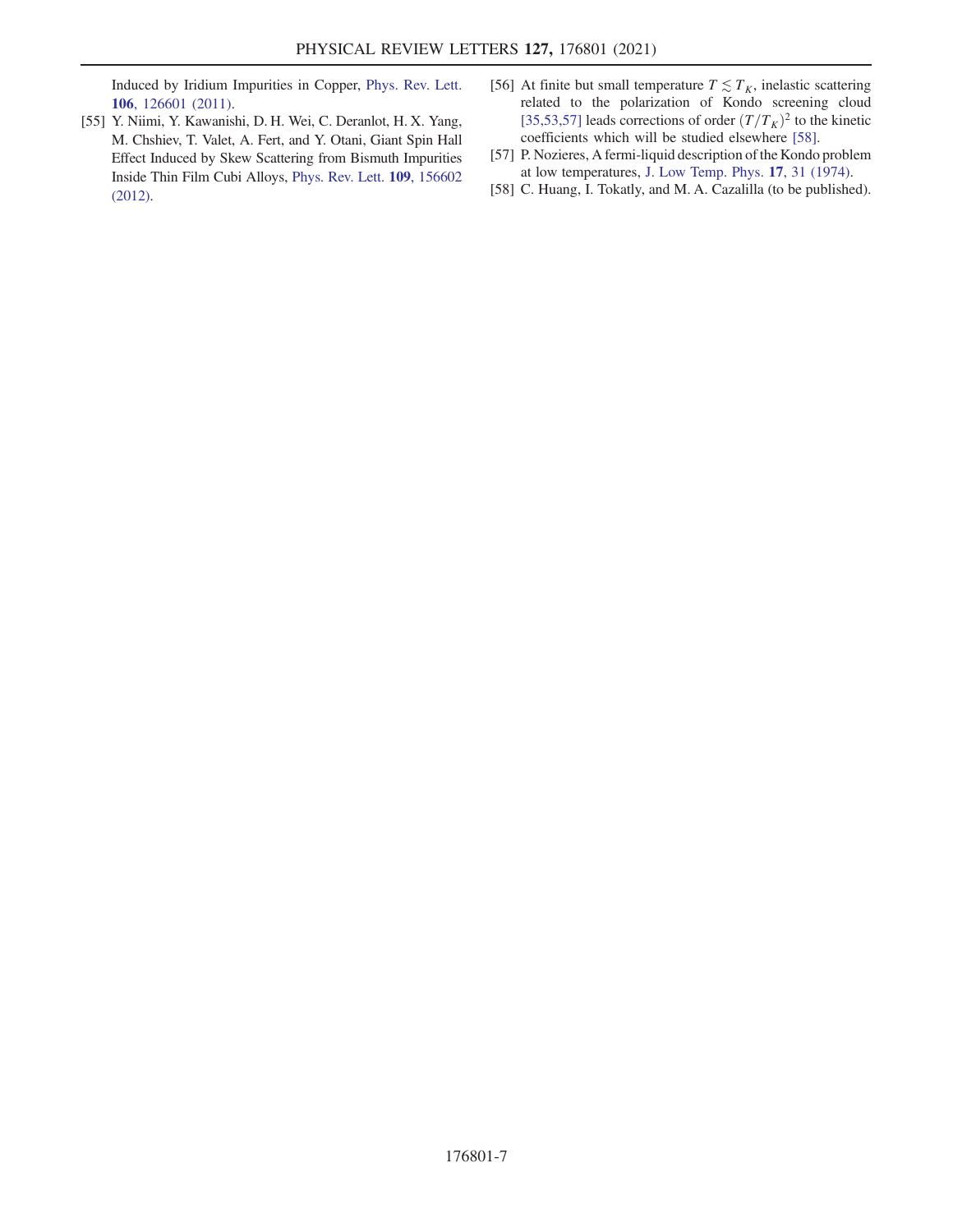Induced by Iridium Impurities in Copper, Phys. Rev. Lett. **106**, 126601 (2011).

[55] Y. Niimi, Y. Kawanishi, D. H. Wei, C. Deranlot, H. X. Yang, M. Chshiev, T. Valet, A. Fert, and Y. Otani, Giant Spin Hall Effect Induced by Skew Scattering from Bismuth Impurities Inside Thin Film Cubi Alloys, Phys. Rev. Lett. **109**, 156602 (2012).

[56] At finite but small temperature $T \lesssim T_K$, inelastic scattering related to the polarization of Kondo screening cloud [35,53,57] leads corrections of order $(T/T_K)^2$ to the kinetic coefficients which will be studied elsewhere [58].

[57] P. Nozieres, A fermi-liquid description of the Kondo problem at low temperatures, J. Low Temp. Phys. **17**, 31 (1974).

[58] C. Huang, I. Tokatly, and M. A. Cazalilla (to be published).